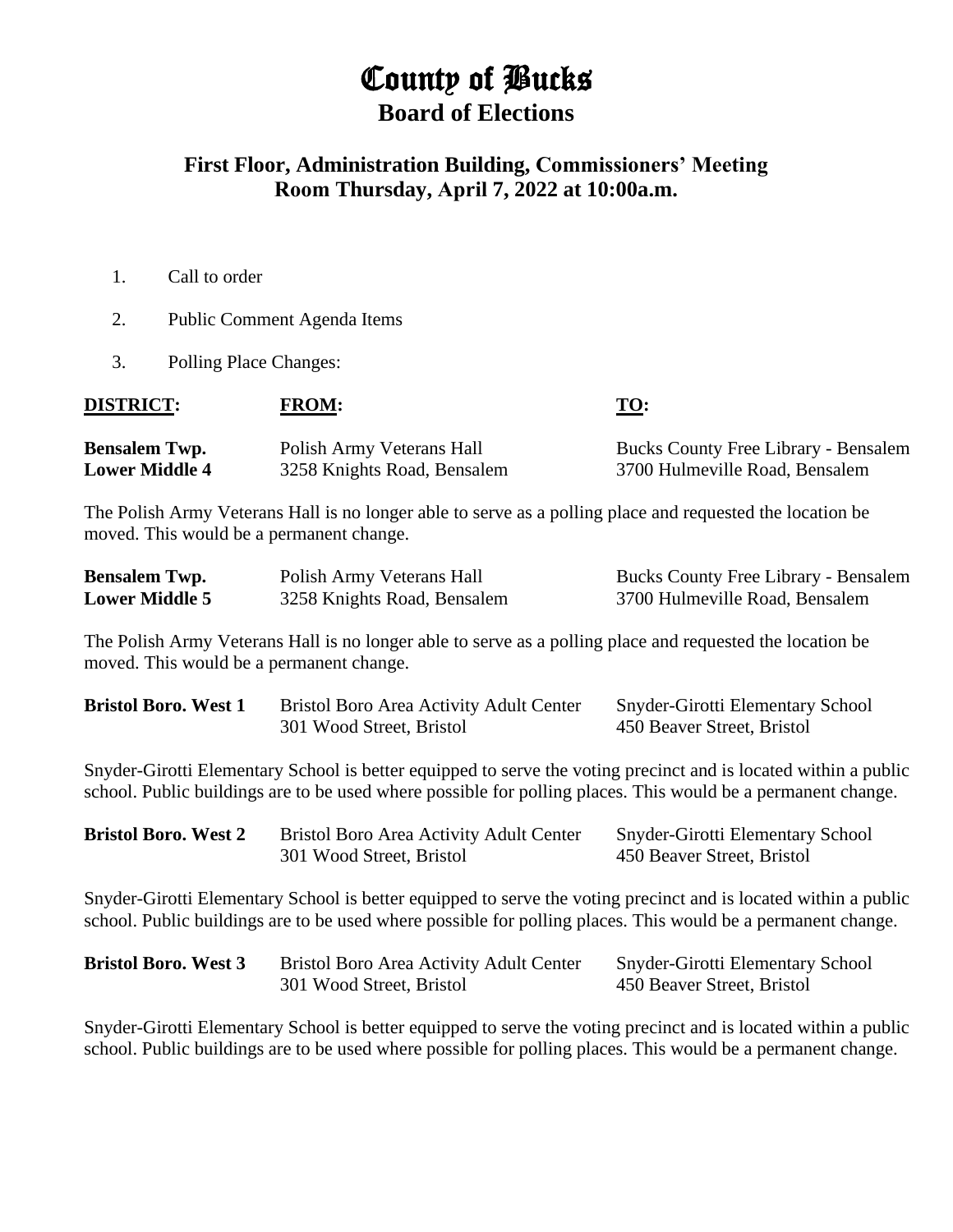# County of Bucks

## Board of Elections

### First Floor, Administration Building, Commissioners' Meeting Room Thursday, April 7, 2022 at 10:00a.m.

1. Call to order
2. Public Comment Agenda Items
3. Polling Place Changes:

| **DISTRICT:** | **FROM:** | **TO:** |
|---|---|---|
| **Bensalem Twp. Lower Middle 4** | Polish Army Veterans Hall<br>3258 Knights Road, Bensalem | Bucks County Free Library - Bensalem<br>3700 Hulmeville Road, Bensalem |

The Polish Army Veterans Hall is no longer able to serve as a polling place and requested the location be moved. This would be a permanent change.

| | | |
|---|---|---|
| **Bensalem Twp. Lower Middle 5** | Polish Army Veterans Hall<br>3258 Knights Road, Bensalem | Bucks County Free Library - Bensalem<br>3700 Hulmeville Road, Bensalem |

The Polish Army Veterans Hall is no longer able to serve as a polling place and requested the location be moved. This would be a permanent change.

| | | |
|---|---|---|
| **Bristol Boro. West 1** | Bristol Boro Area Activity Adult Center<br>301 Wood Street, Bristol | Snyder-Girotti Elementary School<br>450 Beaver Street, Bristol |

Snyder-Girotti Elementary School is better equipped to serve the voting precinct and is located within a public school. Public buildings are to be used where possible for polling places. This would be a permanent change.

| | | |
|---|---|---|
| **Bristol Boro. West 2** | Bristol Boro Area Activity Adult Center<br>301 Wood Street, Bristol | Snyder-Girotti Elementary School<br>450 Beaver Street, Bristol |

Snyder-Girotti Elementary School is better equipped to serve the voting precinct and is located within a public school. Public buildings are to be used where possible for polling places. This would be a permanent change.

| | | |
|---|---|---|
| **Bristol Boro. West 3** | Bristol Boro Area Activity Adult Center<br>301 Wood Street, Bristol | Snyder-Girotti Elementary School<br>450 Beaver Street, Bristol |

Snyder-Girotti Elementary School is better equipped to serve the voting precinct and is located within a public school. Public buildings are to be used where possible for polling places. This would be a permanent change.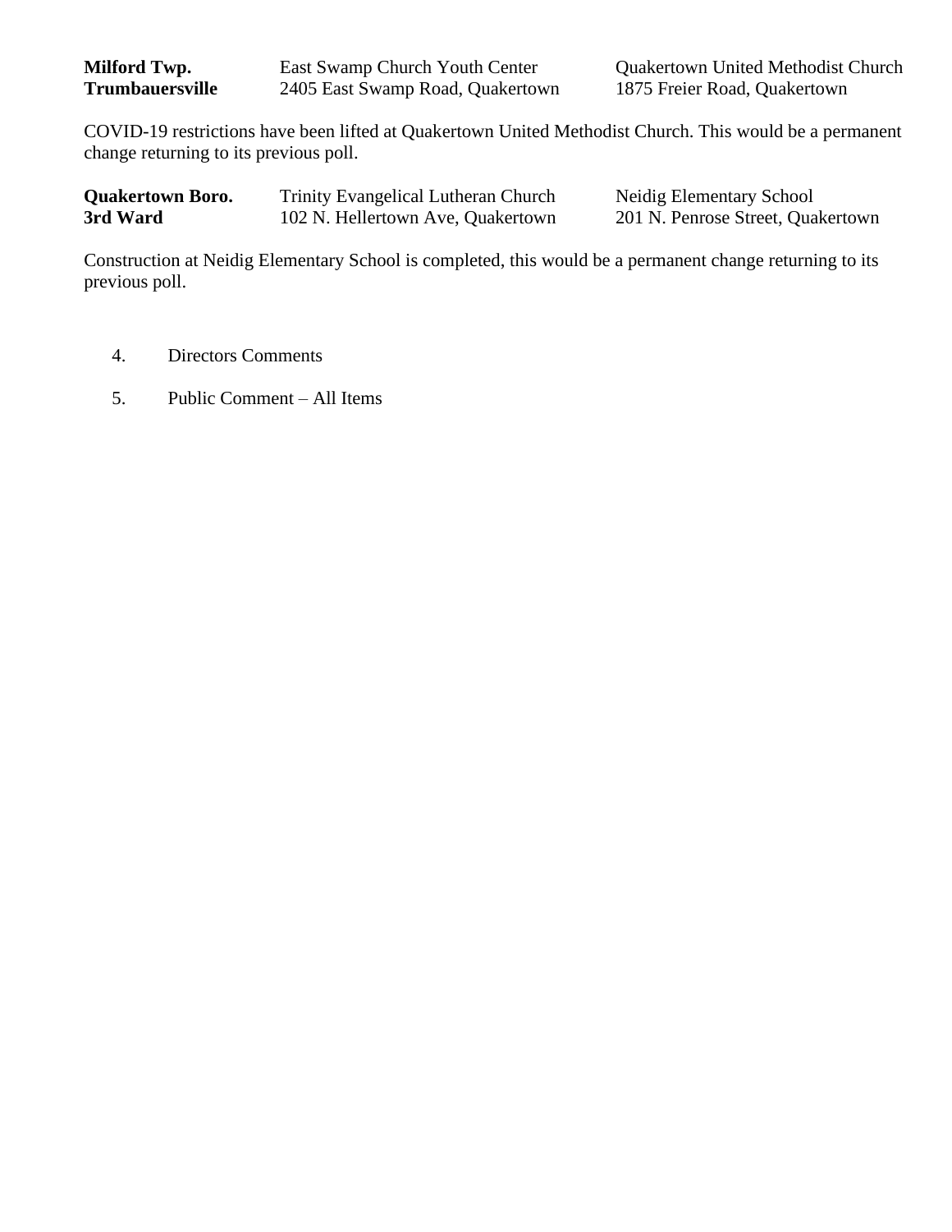| | | |
|---|---|---|
| **Milford Twp.** | East Swamp Church Youth Center | Quakertown United Methodist Church |
| **Trumbauersville** | 2405 East Swamp Road, Quakertown | 1875 Freier Road, Quakertown |

COVID-19 restrictions have been lifted at Quakertown United Methodist Church. This would be a permanent change returning to its previous poll.

| | | |
|---|---|---|
| **Quakertown Boro.** | Trinity Evangelical Lutheran Church | Neidig Elementary School |
| **3rd Ward** | 102 N. Hellertown Ave, Quakertown | 201 N. Penrose Street, Quakertown |

Construction at Neidig Elementary School is completed, this would be a permanent change returning to its previous poll.

4. Directors Comments

5. Public Comment – All Items